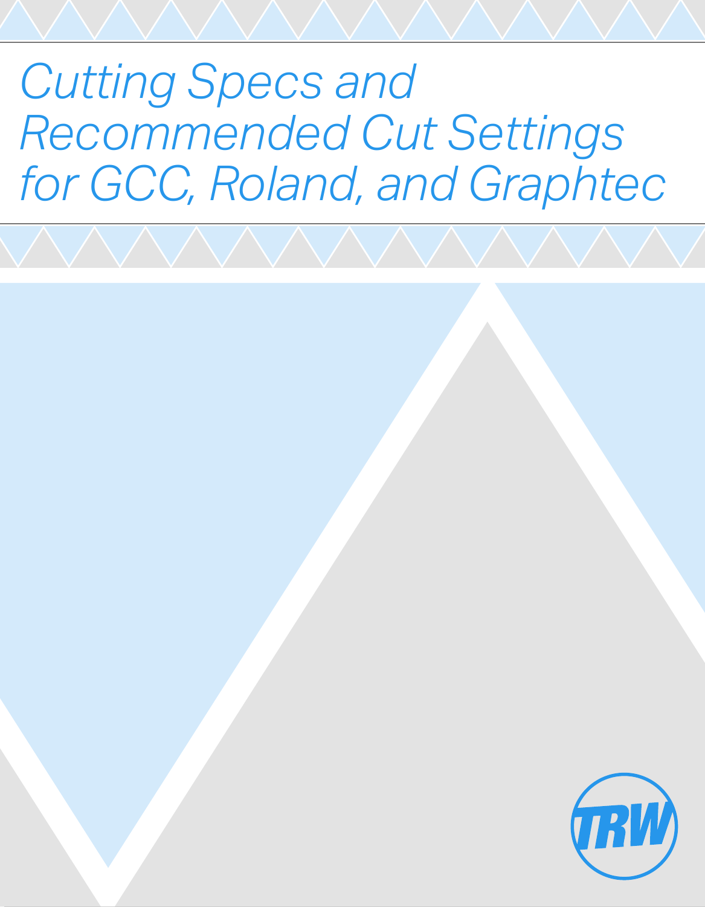# Cutting Specs and Recommended Cut Settings for GCC, Roland, and Graphtec

TRW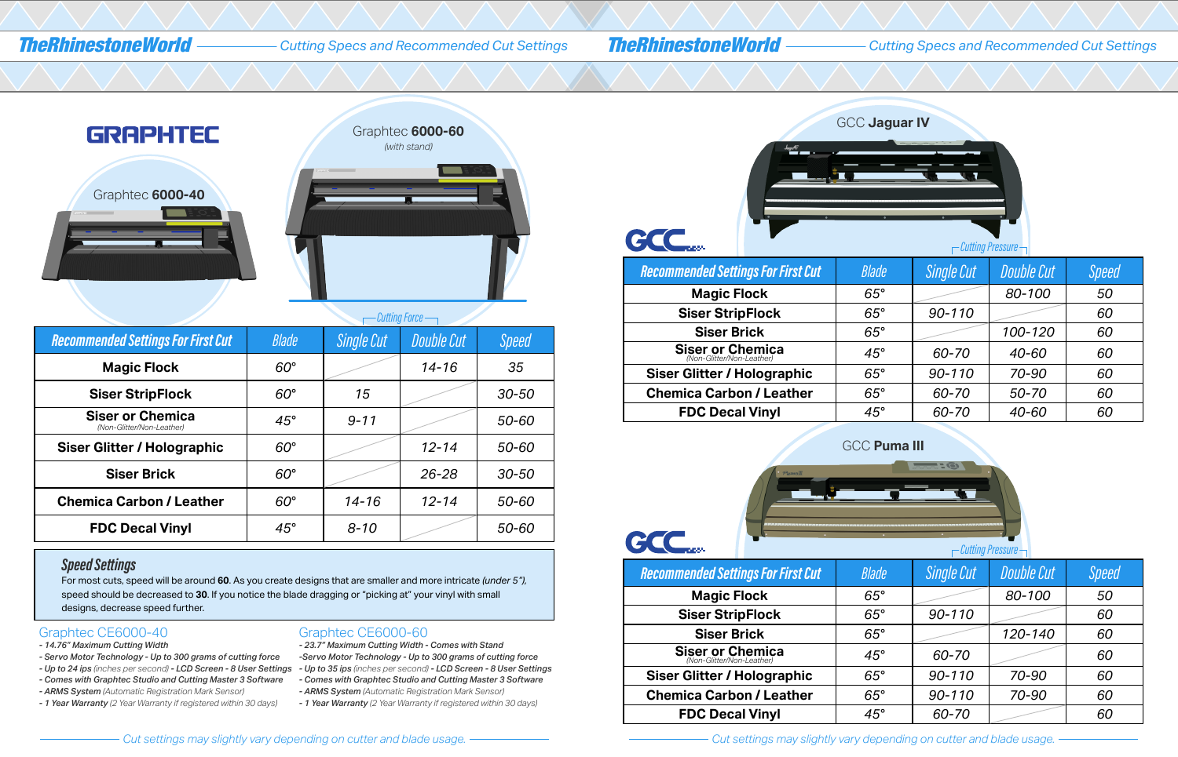# GRAPHTEC

Graphtec **6000-40**

Graphtec **6000-60**
*(with stand)*

| Recommended Settings For First Cut | Blade | Single Cut | Double Cut | Speed |
|---|---|---|---|---|
| **Magic Flock** | 60° | | 14-16 | 35 |
| **Siser StripFlock** | 60° | 15 | | 30-50 |
| **Siser or Chemica** *(Non-Glitter/Non-Leather)* | 45° | 9-11 | | 50-60 |
| **Siser Glitter / Holographic** | 60° | | 12-14 | 50-60 |
| **Siser Brick** | 60° | | 26-28 | 30-50 |
| **Chemica Carbon / Leather** | 60° | 14-16 | 12-14 | 50-60 |
| **FDC Decal Vinyl** | 45° | 8-10 | | 50-60 |

*(Single Cut / Double Cut: Cutting Force)*

### Speed Settings

For most cuts, speed will be around **60**. As you create designs that are smaller and more intricate *(under 5")*, speed should be decreased to **30**. If you notice the blade dragging or "picking at" your vinyl with small designs, decrease speed further.

## Graphtec CE6000-40

- *14.76" Maximum Cutting Width*
- *Servo Motor Technology - Up to 300 grams of cutting force*
- *Up to 24 ips (inches per second) - LCD Screen - 8 User Settings*
- *Comes with Graphtec Studio and Cutting Master 3 Software*
- *ARMS System (Automatic Registration Mark Sensor)*
- *1 Year Warranty (2 Year Warranty if registered within 30 days)*

## Graphtec CE6000-60

- *23.7" Maximum Cutting Width - Comes with Stand*
- *Servo Motor Technology - Up to 300 grams of cutting force*
- *Up to 35 ips (inches per second) - LCD Screen - 8 User Settings*
- *Comes with Graphtec Studio and Cutting Master 3 Software*
- *ARMS System (Automatic Registration Mark Sensor)*
- *1 Year Warranty (2 Year Warranty if registered within 30 days)*

*Cut settings may slightly vary depending on cutter and blade usage.*

# GCC

GCC **Jaguar IV**

| Recommended Settings For First Cut | Blade | Single Cut | Double Cut | Speed |
|---|---|---|---|---|
| **Magic Flock** | 65° | | 80-100 | 50 |
| **Siser StripFlock** | 65° | 90-110 | | 60 |
| **Siser Brick** | 65° | | 100-120 | 60 |
| **Siser or Chemica** *(Non-Glitter/Non-Leather)* | 45° | 60-70 | 40-60 | 60 |
| **Siser Glitter / Holographic** | 65° | 90-110 | 70-90 | 60 |
| **Chemica Carbon / Leather** | 65° | 60-70 | 50-70 | 60 |
| **FDC Decal Vinyl** | 45° | 60-70 | 40-60 | 60 |

*(Single Cut / Double Cut: Cutting Pressure)*

GCC **Puma III**

| Recommended Settings For First Cut | Blade | Single Cut | Double Cut | Speed |
|---|---|---|---|---|
| **Magic Flock** | 65° | | 80-100 | 50 |
| **Siser StripFlock** | 65° | 90-110 | | 60 |
| **Siser Brick** | 65° | | 120-140 | 60 |
| **Siser or Chemica** *(Non-Glitter/Non-Leather)* | 45° | 60-70 | | 60 |
| **Siser Glitter / Holographic** | 65° | 90-110 | 70-90 | 60 |
| **Chemica Carbon / Leather** | 65° | 90-110 | 70-90 | 60 |
| **FDC Decal Vinyl** | 45° | 60-70 | | 60 |

*(Single Cut / Double Cut: Cutting Pressure)*

*Cut settings may slightly vary depending on cutter and blade usage.*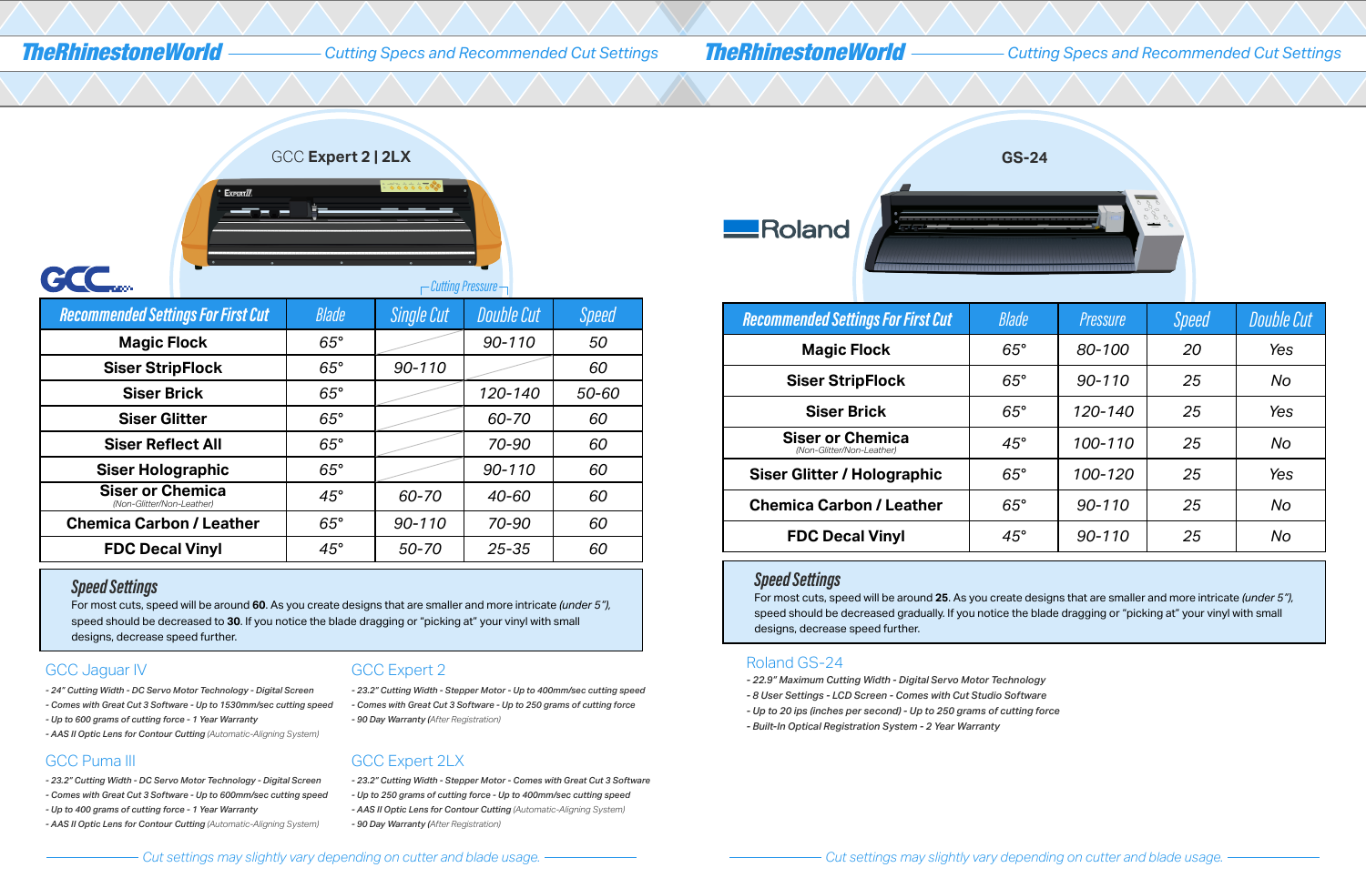## GCC Expert 2 | 2LX

| Recommended Settings For First Cut | Blade | Cutting Pressure: Single Cut | Cutting Pressure: Double Cut | Speed |
|---|---|---|---|---|
| Magic Flock | 65° | | 90-110 | 50 |
| Siser StripFlock | 65° | 90-110 | | 60 |
| Siser Brick | 65° | | 120-140 | 50-60 |
| Siser Glitter | 65° | | 60-70 | 60 |
| Siser Reflect All | 65° | | 70-90 | 60 |
| Siser Holographic | 65° | | 90-110 | 60 |
| Siser or Chemica (Non-Glitter/Non-Leather) | 45° | 60-70 | 40-60 | 60 |
| Chemica Carbon / Leather | 65° | 90-110 | 70-90 | 60 |
| FDC Decal Vinyl | 45° | 50-70 | 25-35 | 60 |

### Speed Settings

For most cuts, speed will be around **60**. As you create designs that are smaller and more intricate *(under 5")*, speed should be decreased to **30**. If you notice the blade dragging or "picking at" your vinyl with small designs, decrease speed further.

### GCC Jaguar IV

- *24" Cutting Width - DC Servo Motor Technology - Digital Screen*
- *Comes with Great Cut 3 Software - Up to 1530mm/sec cutting speed*
- *Up to 600 grams of cutting force - 1 Year Warranty*
- *AAS II Optic Lens for Contour Cutting (Automatic-Aligning System)*

### GCC Puma III

- *23.2" Cutting Width - DC Servo Motor Technology - Digital Screen*
- *Comes with Great Cut 3 Software - Up to 600mm/sec cutting speed*
- *Up to 400 grams of cutting force - 1 Year Warranty*
- *AAS II Optic Lens for Contour Cutting (Automatic-Aligning System)*

### GCC Expert 2

- *23.2" Cutting Width - Stepper Motor - Up to 400mm/sec cutting speed*
- *Comes with Great Cut 3 Software - Up to 250 grams of cutting force*
- *90 Day Warranty (After Registration)*

### GCC Expert 2LX

- *23.2" Cutting Width - Stepper Motor - Comes with Great Cut 3 Software*
- *Up to 250 grams of cutting force - Up to 400mm/sec cutting speed*
- *AAS II Optic Lens for Contour Cutting (Automatic-Aligning System)*
- *90 Day Warranty (After Registration)*

*Cut settings may slightly vary depending on cutter and blade usage.*

## Roland GS-24

| Recommended Settings For First Cut | Blade | Pressure | Speed | Double Cut |
|---|---|---|---|---|
| Magic Flock | 65° | 80-100 | 20 | Yes |
| Siser StripFlock | 65° | 90-110 | 25 | No |
| Siser Brick | 65° | 120-140 | 25 | Yes |
| Siser or Chemica (Non-Glitter/Non-Leather) | 45° | 100-110 | 25 | No |
| Siser Glitter / Holographic | 65° | 100-120 | 25 | Yes |
| Chemica Carbon / Leather | 65° | 90-110 | 25 | No |
| FDC Decal Vinyl | 45° | 90-110 | 25 | No |

### Speed Settings

For most cuts, speed will be around **25**. As you create designs that are smaller and more intricate *(under 5")*, speed should be decreased gradually. If you notice the blade dragging or "picking at" your vinyl with small designs, decrease speed further.

### Roland GS-24

- *22.9" Maximum Cutting Width - Digital Servo Motor Technology*
- *8 User Settings - LCD Screen - Comes with Cut Studio Software*
- *Up to 20 ips (inches per second) - Up to 250 grams of cutting force*
- *Built-In Optical Registration System - 2 Year Warranty*

*Cut settings may slightly vary depending on cutter and blade usage.*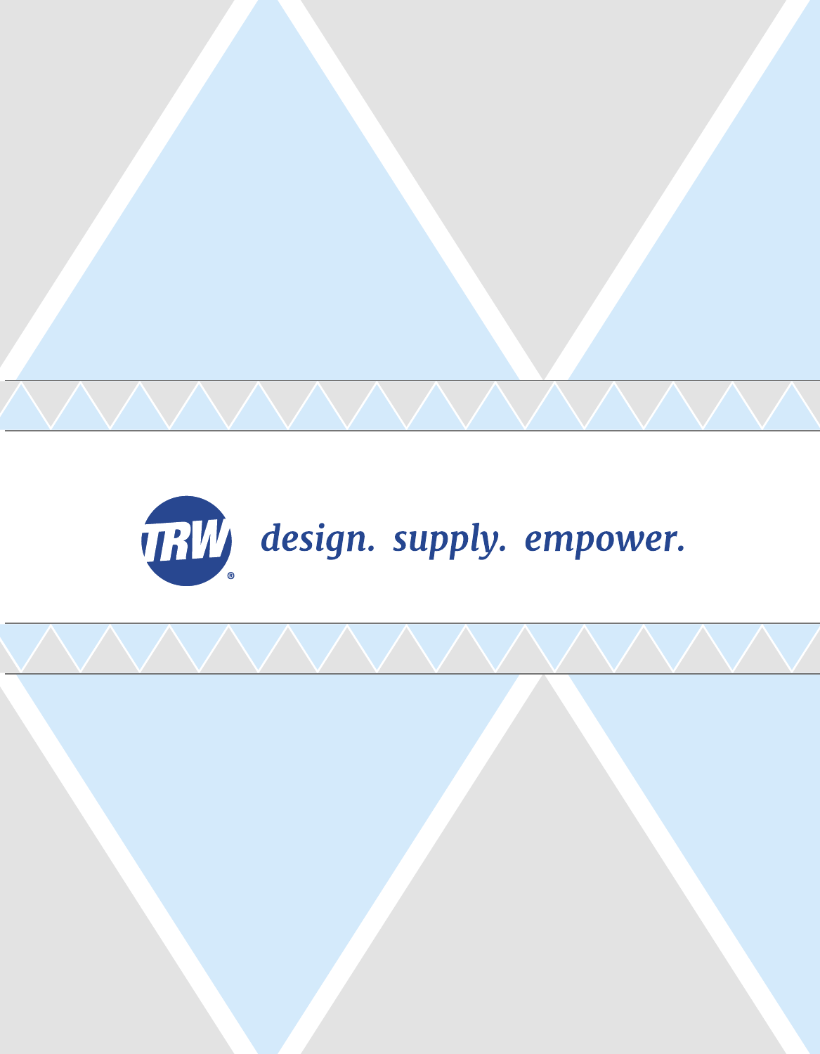TRW®

*design. supply. empower.*